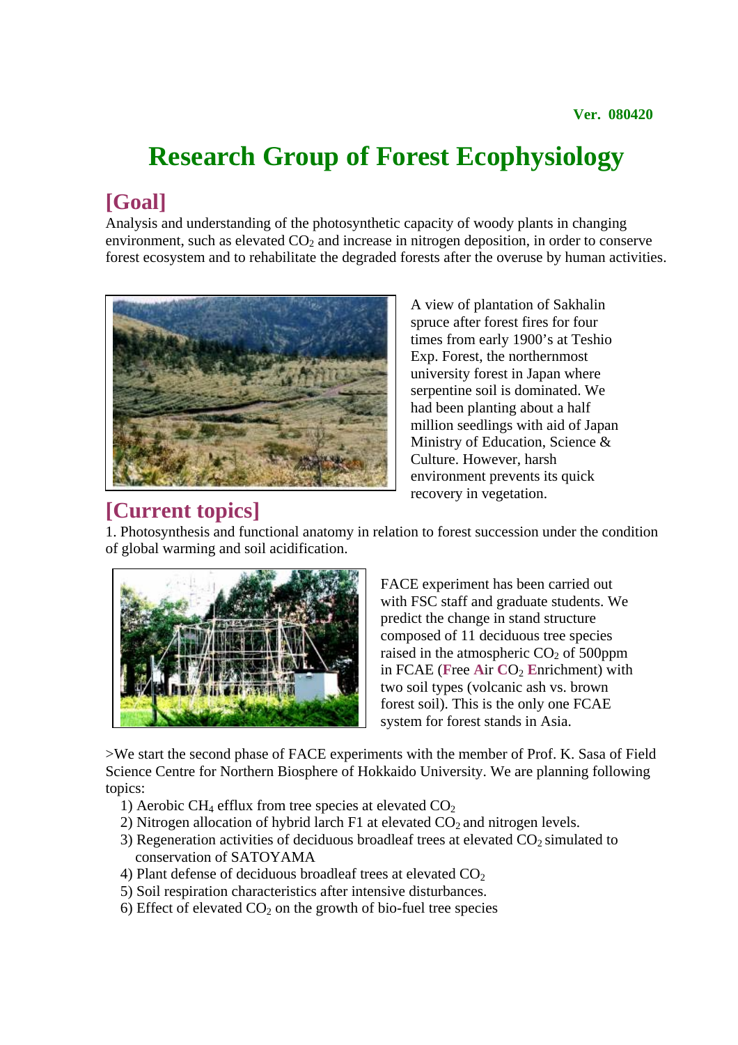Ver. 080420

# Research Group of Forest Ecophysiology

## [Goal]

Analysis and understanding of the photosynthetic capacity of woody plants in changing environment, such as elevated $CO_2$ and increase in nitrogen deposition, in order to conserve forest ecosystem and to rehabilitate the degraded forests after the overuse by human activities.

A view of plantation of Sakhalin spruce after forest fires for four times from early 1900's at Teshio Exp. Forest, the northernmost university forest in Japan where serpentine soil is dominated. We had been planting about a half million seedlings with aid of Japan Ministry of Education, Science & Culture. However, harsh environment prevents its quick recovery in vegetation.

## [Current topics]

1. Photosynthesis and functional anatomy in relation to forest succession under the condition of global warming and soil acidification.

FACE experiment has been carried out with FSC staff and graduate students. We predict the change in stand structure composed of 11 deciduous tree species raised in the atmospheric $CO_2$ of 500ppm in FCAE (**F**ree **A**ir **C**$O_2$ **E**nrichment) with two soil types (volcanic ash vs. brown forest soil). This is the only one FCAE system for forest stands in Asia.

>We start the second phase of FACE experiments with the member of Prof. K. Sasa of Field Science Centre for Northern Biosphere of Hokkaido University. We are planning following topics:

1) Aerobic $CH_4$ efflux from tree species at elevated $CO_2$
2) Nitrogen allocation of hybrid larch F1 at elevated $CO_2$ and nitrogen levels.
3) Regeneration activities of deciduous broadleaf trees at elevated $CO_2$ simulated to conservation of SATOYAMA
4) Plant defense of deciduous broadleaf trees at elevated $CO_2$
5) Soil respiration characteristics after intensive disturbances.
6) Effect of elevated $CO_2$ on the growth of bio-fuel tree species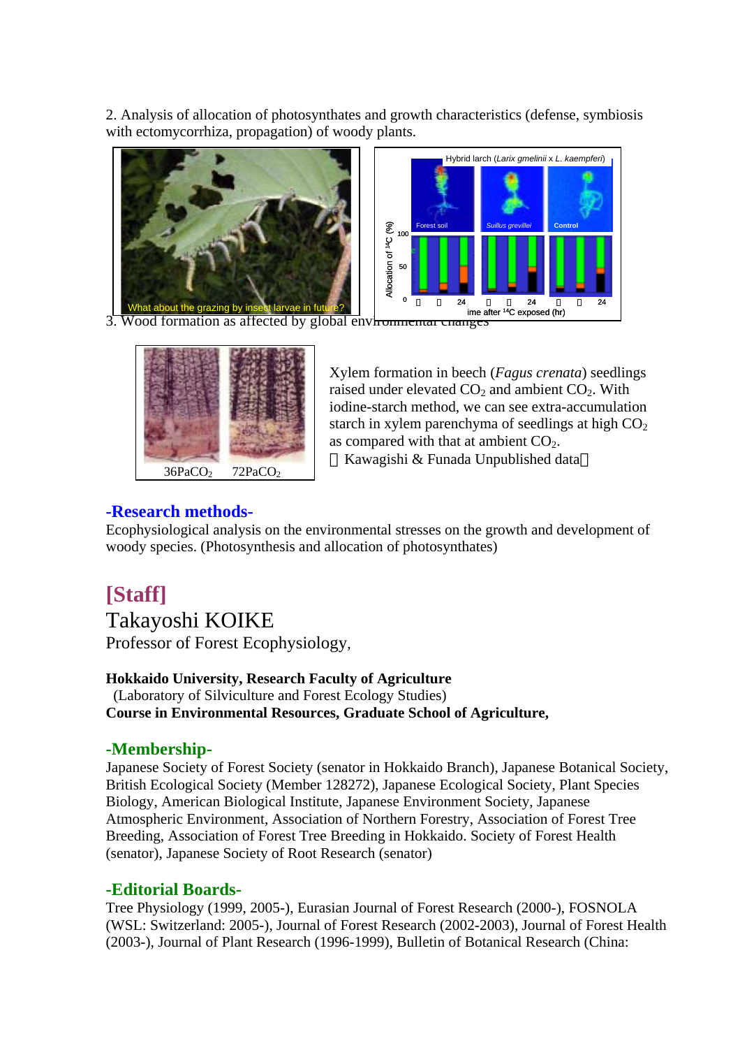2. Analysis of allocation of photosynthates and growth characteristics (defense, symbiosis with ectomycorrhiza, propagation) of woody plants.

What about the grazing by insect larvae in future?

Hybrid larch (*Larix gmelinii* x *L. kaempferi*)

Forest soil | *Suillus grevillei* | Control

Allocation of $^{14}C$ (%)

Time after $^{14}C$ exposed (hr)

3. Wood formation as affected by global environmental changes

36PaCO$_2$ 72PaCO$_2$

Xylem formation in beech (*Fagus crenata*) seedlings raised under elevated $CO_2$ and ambient $CO_2$. With iodine-starch method, we can see extra-accumulation starch in xylem parenchyma of seedlings at high $CO_2$ as compared with that at ambient $CO_2$.
（Kawagishi & Funada Unpublished data）

## -Research methods-

Ecophysiological analysis on the environmental stresses on the growth and development of woody species. (Photosynthesis and allocation of photosynthates)

# [Staff]

## Takayoshi KOIKE

Professor of Forest Ecophysiology,

**Hokkaido University, Research Faculty of Agriculture**
(Laboratory of Silviculture and Forest Ecology Studies)
**Course in Environmental Resources, Graduate School of Agriculture,**

## -Membership-

Japanese Society of Forest Society (senator in Hokkaido Branch), Japanese Botanical Society, British Ecological Society (Member 128272), Japanese Ecological Society, Plant Species Biology, American Biological Institute, Japanese Environment Society, Japanese Atmospheric Environment, Association of Northern Forestry, Association of Forest Tree Breeding, Association of Forest Tree Breeding in Hokkaido. Society of Forest Health (senator), Japanese Society of Root Research (senator)

## -Editorial Boards-

Tree Physiology (1999, 2005-), Eurasian Journal of Forest Research (2000-), FOSNOLA (WSL: Switzerland: 2005-), Journal of Forest Research (2002-2003), Journal of Forest Health (2003-), Journal of Plant Research (1996-1999), Bulletin of Botanical Research (China: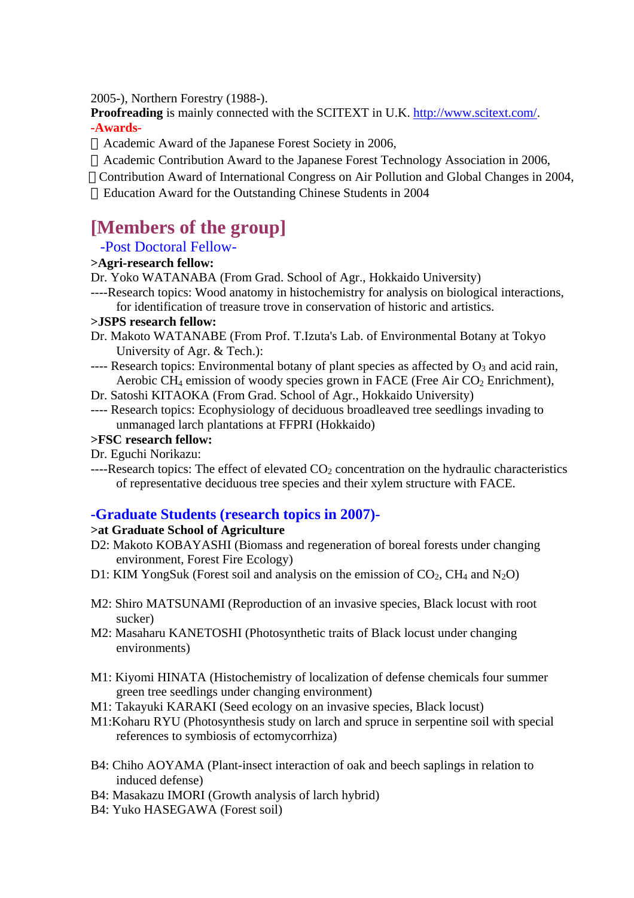2005-), Northern Forestry (1988-).

**Proofreading** is mainly connected with the SCITEXT in U.K. http://www.scitext.com/.

**-Awards-**

- Academic Award of the Japanese Forest Society in 2006,
- Academic Contribution Award to the Japanese Forest Technology Association in 2006,
- Contribution Award of International Congress on Air Pollution and Global Changes in 2004,
- Education Award for the Outstanding Chinese Students in 2004

## [Members of the group]

### -Post Doctoral Fellow-

**>Agri-research fellow:**

Dr. Yoko WATANABA (From Grad. School of Agr., Hokkaido University)

----Research topics: Wood anatomy in histochemistry for analysis on biological interactions, for identification of treasure trove in conservation of historic and artistics.

**>JSPS research fellow:**

Dr. Makoto WATANABE (From Prof. T.Izuta's Lab. of Environmental Botany at Tokyo University of Agr. & Tech.):

---- Research topics: Environmental botany of plant species as affected by $O_3$ and acid rain, Aerobic $CH_4$ emission of woody species grown in FACE (Free Air $CO_2$ Enrichment),

Dr. Satoshi KITAOKA (From Grad. School of Agr., Hokkaido University)

---- Research topics: Ecophysiology of deciduous broadleaved tree seedlings invading to unmanaged larch plantations at FFPRI (Hokkaido)

**>FSC research fellow:**

Dr. Eguchi Norikazu:

----Research topics: The effect of elevated $CO_2$ concentration on the hydraulic characteristics of representative deciduous tree species and their xylem structure with FACE.

### -Graduate Students (research topics in 2007)-

**>at Graduate School of Agriculture**

D2: Makoto KOBAYASHI (Biomass and regeneration of boreal forests under changing environment, Forest Fire Ecology)

D1: KIM YongSuk (Forest soil and analysis on the emission of $CO_2$, $CH_4$ and $N_2O$)

M2: Shiro MATSUNAMI (Reproduction of an invasive species, Black locust with root sucker)

M2: Masaharu KANETOSHI (Photosynthetic traits of Black locust under changing environments)

M1: Kiyomi HINATA (Histochemistry of localization of defense chemicals four summer green tree seedlings under changing environment)

M1: Takayuki KARAKI (Seed ecology on an invasive species, Black locust)

M1:Koharu RYU (Photosynthesis study on larch and spruce in serpentine soil with special references to symbiosis of ectomycorrhiza)

B4: Chiho AOYAMA (Plant-insect interaction of oak and beech saplings in relation to induced defense)

B4: Masakazu IMORI (Growth analysis of larch hybrid)

B4: Yuko HASEGAWA (Forest soil)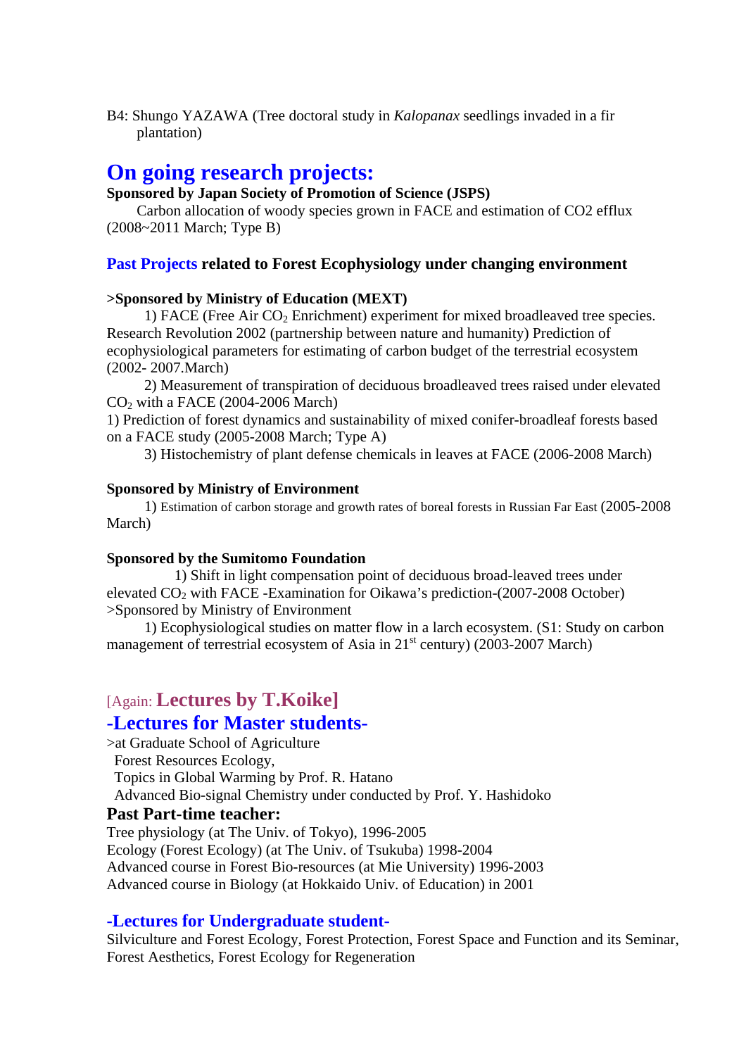B4: Shungo YAZAWA (Tree doctoral study in *Kalopanax* seedlings invaded in a fir plantation)

## On going research projects:

**Sponsored by Japan Society of Promotion of Science (JSPS)**

Carbon allocation of woody species grown in FACE and estimation of CO2 efflux (2008~2011 March; Type B)

### Past Projects related to Forest Ecophysiology under changing environment

**>Sponsored by Ministry of Education (MEXT)**

1) FACE (Free Air $CO_2$ Enrichment) experiment for mixed broadleaved tree species. Research Revolution 2002 (partnership between nature and humanity) Prediction of ecophysiological parameters for estimating of carbon budget of the terrestrial ecosystem (2002- 2007.March)

2) Measurement of transpiration of deciduous broadleaved trees raised under elevated $CO_2$ with a FACE (2004-2006 March)

1) Prediction of forest dynamics and sustainability of mixed conifer-broadleaf forests based on a FACE study (2005-2008 March; Type A)

3) Histochemistry of plant defense chemicals in leaves at FACE (2006-2008 March)

**Sponsored by Ministry of Environment**

1) Estimation of carbon storage and growth rates of boreal forests in Russian Far East (2005-2008 March)

**Sponsored by the Sumitomo Foundation**

1) Shift in light compensation point of deciduous broad-leaved trees under elevated $CO_2$ with FACE -Examination for Oikawa's prediction-(2007-2008 October)

>Sponsored by Ministry of Environment

1) Ecophysiological studies on matter flow in a larch ecosystem. (S1: Study on carbon management of terrestrial ecosystem of Asia in 21st century) (2003-2007 March)

## [Again: Lectures by T.Koike]

## -Lectures for Master students-

>at Graduate School of Agriculture

Forest Resources Ecology,

Topics in Global Warming by Prof. R. Hatano

Advanced Bio-signal Chemistry under conducted by Prof. Y. Hashidoko

### Past Part-time teacher:

Tree physiology (at The Univ. of Tokyo), 1996-2005

Ecology (Forest Ecology) (at The Univ. of Tsukuba) 1998-2004

Advanced course in Forest Bio-resources (at Mie University) 1996-2003

Advanced course in Biology (at Hokkaido Univ. of Education) in 2001

### -Lectures for Undergraduate student-

Silviculture and Forest Ecology, Forest Protection, Forest Space and Function and its Seminar, Forest Aesthetics, Forest Ecology for Regeneration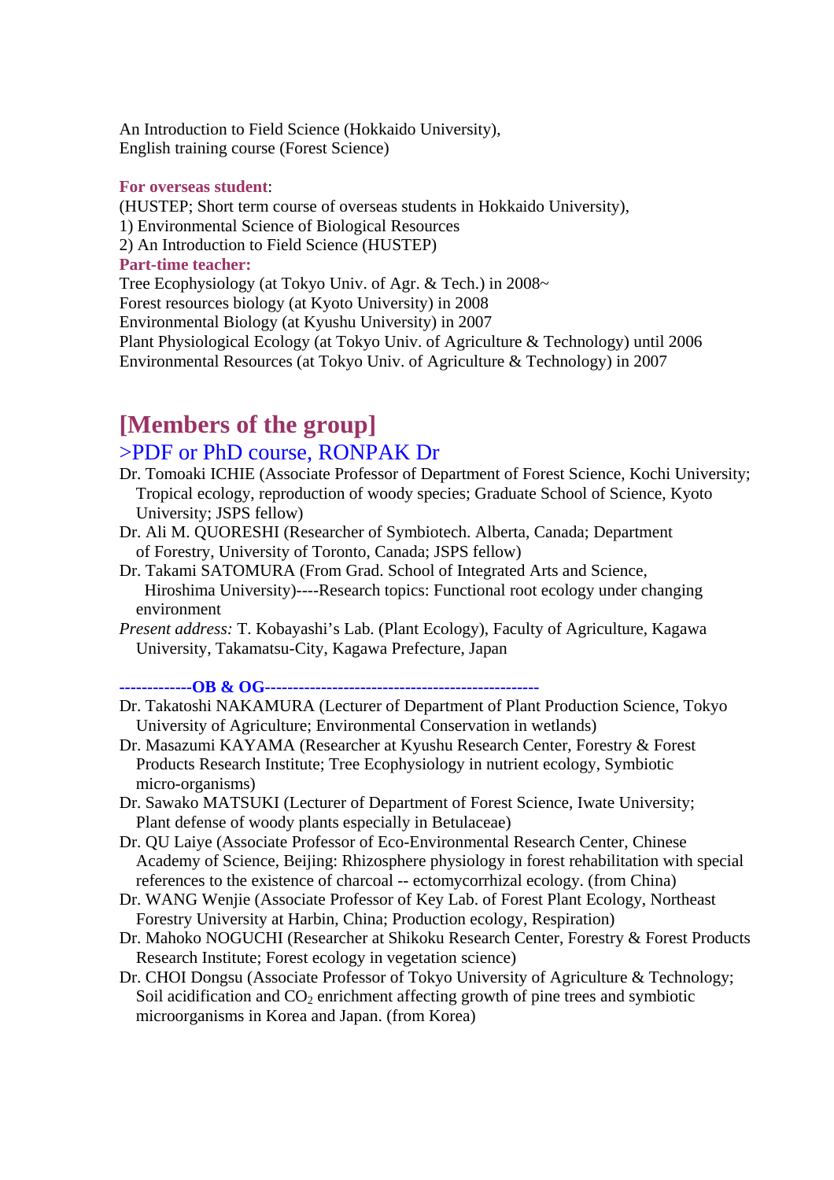An Introduction to Field Science (Hokkaido University),
English training course (Forest Science)

**For overseas student**:
(HUSTEP; Short term course of overseas students in Hokkaido University),
1) Environmental Science of Biological Resources
2) An Introduction to Field Science (HUSTEP)

**Part-time teacher:**
Tree Ecophysiology (at Tokyo Univ. of Agr. & Tech.) in 2008~
Forest resources biology (at Kyoto University) in 2008
Environmental Biology (at Kyushu University) in 2007
Plant Physiological Ecology (at Tokyo Univ. of Agriculture & Technology) until 2006
Environmental Resources (at Tokyo Univ. of Agriculture & Technology) in 2007

# [Members of the group]

## >PDF or PhD course, RONPAK Dr

Dr. Tomoaki ICHIE (Associate Professor of Department of Forest Science, Kochi University; Tropical ecology, reproduction of woody species; Graduate School of Science, Kyoto University; JSPS fellow)
Dr. Ali M. QUORESHI (Researcher of Symbiotech. Alberta, Canada; Department of Forestry, University of Toronto, Canada; JSPS fellow)
Dr. Takami SATOMURA (From Grad. School of Integrated Arts and Science, Hiroshima University)----Research topics: Functional root ecology under changing environment
*Present address:* T. Kobayashi's Lab. (Plant Ecology), Faculty of Agriculture, Kagawa University, Takamatsu-City, Kagawa Prefecture, Japan

**-------------OB & OG------------------------------------------------**

Dr. Takatoshi NAKAMURA (Lecturer of Department of Plant Production Science, Tokyo University of Agriculture; Environmental Conservation in wetlands)
Dr. Masazumi KAYAMA (Researcher at Kyushu Research Center, Forestry & Forest Products Research Institute; Tree Ecophysiology in nutrient ecology, Symbiotic micro-organisms)
Dr. Sawako MATSUKI (Lecturer of Department of Forest Science, Iwate University; Plant defense of woody plants especially in Betulaceae)
Dr. QU Laiye (Associate Professor of Eco-Environmental Research Center, Chinese Academy of Science, Beijing: Rhizosphere physiology in forest rehabilitation with special references to the existence of charcoal -- ectomycorrhizal ecology. (from China)
Dr. WANG Wenjie (Associate Professor of Key Lab. of Forest Plant Ecology, Northeast Forestry University at Harbin, China; Production ecology, Respiration)
Dr. Mahoko NOGUCHI (Researcher at Shikoku Research Center, Forestry & Forest Products Research Institute; Forest ecology in vegetation science)
Dr. CHOI Dongsu (Associate Professor of Tokyo University of Agriculture & Technology; Soil acidification and $CO_2$ enrichment affecting growth of pine trees and symbiotic microorganisms in Korea and Japan. (from Korea)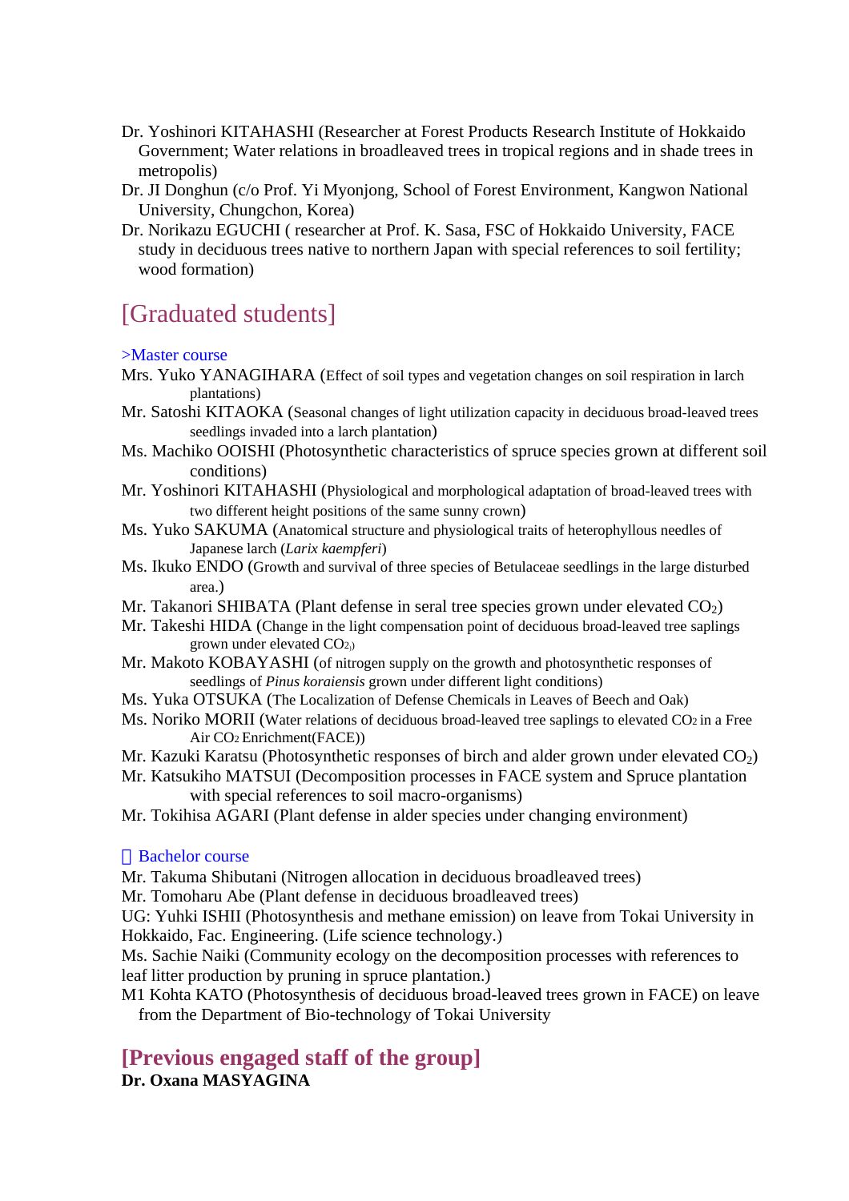Dr. Yoshinori KITAHASHI (Researcher at Forest Products Research Institute of Hokkaido Government; Water relations in broadleaved trees in tropical regions and in shade trees in metropolis)

Dr. JI Donghun (c/o Prof. Yi Myonjong, School of Forest Environment, Kangwon National University, Chungchon, Korea)

Dr. Norikazu EGUCHI ( researcher at Prof. K. Sasa, FSC of Hokkaido University, FACE study in deciduous trees native to northern Japan with special references to soil fertility; wood formation)

## [Graduated students]

>Master course

Mrs. Yuko YANAGIHARA (Effect of soil types and vegetation changes on soil respiration in larch plantations)

Mr. Satoshi KITAOKA (Seasonal changes of light utilization capacity in deciduous broad-leaved trees seedlings invaded into a larch plantation)

Ms. Machiko OOISHI (Photosynthetic characteristics of spruce species grown at different soil conditions)

Mr. Yoshinori KITAHASHI (Physiological and morphological adaptation of broad-leaved trees with two different height positions of the same sunny crown)

Ms. Yuko SAKUMA (Anatomical structure and physiological traits of heterophyllous needles of Japanese larch (*Larix kaempferi*)

Ms. Ikuko ENDO (Growth and survival of three species of Betulaceae seedlings in the large disturbed area.)

Mr. Takanori SHIBATA (Plant defense in seral tree species grown under elevated $CO_2$)

Mr. Takeshi HIDA (Change in the light compensation point of deciduous broad-leaved tree saplings grown under elevated $CO_2$)

Mr. Makoto KOBAYASHI (of nitrogen supply on the growth and photosynthetic responses of seedlings of *Pinus koraiensis* grown under different light conditions)

Ms. Yuka OTSUKA (The Localization of Defense Chemicals in Leaves of Beech and Oak)

Ms. Noriko MORII (Water relations of deciduous broad-leaved tree saplings to elevated $CO_2$ in a Free Air $CO_2$ Enrichment(FACE))

Mr. Kazuki Karatsu (Photosynthetic responses of birch and alder grown under elevated $CO_2$)

Mr. Katsukiho MATSUI (Decomposition processes in FACE system and Spruce plantation with special references to soil macro-organisms)

Mr. Tokihisa AGARI (Plant defense in alder species under changing environment)

Bachelor course

Mr. Takuma Shibutani (Nitrogen allocation in deciduous broadleaved trees)

Mr. Tomoharu Abe (Plant defense in deciduous broadleaved trees)

UG: Yuhki ISHII (Photosynthesis and methane emission) on leave from Tokai University in Hokkaido, Fac. Engineering. (Life science technology.)

Ms. Sachie Naiki (Community ecology on the decomposition processes with references to leaf litter production by pruning in spruce plantation.)

M1 Kohta KATO (Photosynthesis of deciduous broad-leaved trees grown in FACE) on leave from the Department of Bio-technology of Tokai University

## [Previous engaged staff of the group]

**Dr. Oxana MASYAGINA**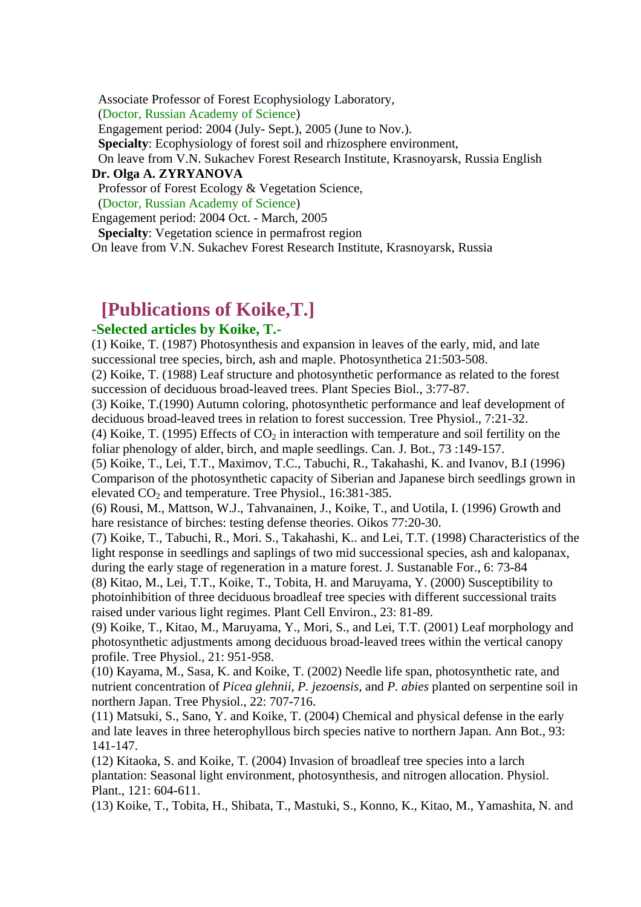Associate Professor of Forest Ecophysiology Laboratory,
(Doctor, Russian Academy of Science)
Engagement period: 2004 (July- Sept.), 2005 (June to Nov.).
**Specialty**: Ecophysiology of forest soil and rhizosphere environment,
On leave from V.N. Sukachev Forest Research Institute, Krasnoyarsk, Russia English

**Dr. Olga A. ZYRYANOVA**
Professor of Forest Ecology & Vegetation Science,
(Doctor, Russian Academy of Science)
Engagement period: 2004 Oct. - March, 2005
**Specialty**: Vegetation science in permafrost region
On leave from V.N. Sukachev Forest Research Institute, Krasnoyarsk, Russia

## [Publications of Koike,T.]

### -Selected articles by Koike, T.-

(1) Koike, T. (1987) Photosynthesis and expansion in leaves of the early, mid, and late successional tree species, birch, ash and maple. Photosynthetica 21:503-508.
(2) Koike, T. (1988) Leaf structure and photosynthetic performance as related to the forest succession of deciduous broad-leaved trees. Plant Species Biol., 3:77-87.
(3) Koike, T.(1990) Autumn coloring, photosynthetic performance and leaf development of deciduous broad-leaved trees in relation to forest succession. Tree Physiol., 7:21-32.
(4) Koike, T. (1995) Effects of $CO_2$ in interaction with temperature and soil fertility on the foliar phenology of alder, birch, and maple seedlings. Can. J. Bot., 73 :149-157.
(5) Koike, T., Lei, T.T., Maximov, T.C., Tabuchi, R., Takahashi, K. and Ivanov, B.I (1996) Comparison of the photosynthetic capacity of Siberian and Japanese birch seedlings grown in elevated $CO_2$ and temperature. Tree Physiol., 16:381-385.
(6) Rousi, M., Mattson, W.J., Tahvanainen, J., Koike, T., and Uotila, I. (1996) Growth and hare resistance of birches: testing defense theories. Oikos 77:20-30.
(7) Koike, T., Tabuchi, R., Mori. S., Takahashi, K.. and Lei, T.T. (1998) Characteristics of the light response in seedlings and saplings of two mid successional species, ash and kalopanax, during the early stage of regeneration in a mature forest. J. Sustanable For., 6: 73-84
(8) Kitao, M., Lei, T.T., Koike, T., Tobita, H. and Maruyama, Y. (2000) Susceptibility to photoinhibition of three deciduous broadleaf tree species with different successional traits raised under various light regimes. Plant Cell Environ., 23: 81-89.
(9) Koike, T., Kitao, M., Maruyama, Y., Mori, S., and Lei, T.T. (2001) Leaf morphology and photosynthetic adjustments among deciduous broad-leaved trees within the vertical canopy profile. Tree Physiol., 21: 951-958.
(10) Kayama, M., Sasa, K. and Koike, T. (2002) Needle life span, photosynthetic rate, and nutrient concentration of *Picea glehnii*, *P. jezoensis*, and *P. abies* planted on serpentine soil in northern Japan. Tree Physiol., 22: 707-716.
(11) Matsuki, S., Sano, Y. and Koike, T. (2004) Chemical and physical defense in the early and late leaves in three heterophyllous birch species native to northern Japan. Ann Bot., 93: 141-147.
(12) Kitaoka, S. and Koike, T. (2004) Invasion of broadleaf tree species into a larch plantation: Seasonal light environment, photosynthesis, and nitrogen allocation. Physiol. Plant., 121: 604-611.
(13) Koike, T., Tobita, H., Shibata, T., Mastuki, S., Konno, K., Kitao, M., Yamashita, N. and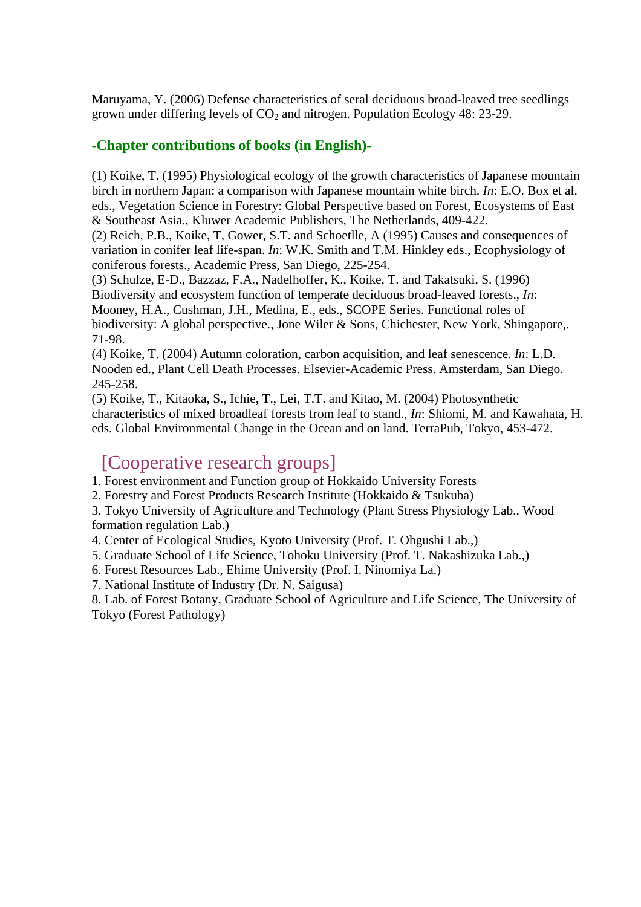Maruyama, Y. (2006) Defense characteristics of seral deciduous broad-leaved tree seedlings grown under differing levels of $CO_2$ and nitrogen. Population Ecology 48: 23-29.

### -Chapter contributions of books (in English)-

(1) Koike, T. (1995) Physiological ecology of the growth characteristics of Japanese mountain birch in northern Japan: a comparison with Japanese mountain white birch. *In*: E.O. Box et al. eds., Vegetation Science in Forestry: Global Perspective based on Forest, Ecosystems of East & Southeast Asia., Kluwer Academic Publishers, The Netherlands, 409-422.
(2) Reich, P.B., Koike, T, Gower, S.T. and Schoetlle, A (1995) Causes and consequences of variation in conifer leaf life-span. *In*: W.K. Smith and T.M. Hinkley eds., Ecophysiology of coniferous forests., Academic Press, San Diego, 225-254.
(3) Schulze, E-D., Bazzaz, F.A., Nadelhoffer, K., Koike, T. and Takatsuki, S. (1996) Biodiversity and ecosystem function of temperate deciduous broad-leaved forests., *In*: Mooney, H.A., Cushman, J.H., Medina, E., eds., SCOPE Series. Functional roles of biodiversity: A global perspective., Jone Wiler & Sons, Chichester, New York, Shingapore,. 71-98.
(4) Koike, T. (2004) Autumn coloration, carbon acquisition, and leaf senescence. *In*: L.D. Nooden ed., Plant Cell Death Processes. Elsevier-Academic Press. Amsterdam, San Diego. 245-258.
(5) Koike, T., Kitaoka, S., Ichie, T., Lei, T.T. and Kitao, M. (2004) Photosynthetic characteristics of mixed broadleaf forests from leaf to stand., *In*: Shiomi, M. and Kawahata, H. eds. Global Environmental Change in the Ocean and on land. TerraPub, Tokyo, 453-472.

## [Cooperative research groups]

1. Forest environment and Function group of Hokkaido University Forests
2. Forestry and Forest Products Research Institute (Hokkaido & Tsukuba)
3. Tokyo University of Agriculture and Technology (Plant Stress Physiology Lab., Wood formation regulation Lab.)
4. Center of Ecological Studies, Kyoto University (Prof. T. Ohgushi Lab.,)
5. Graduate School of Life Science, Tohoku University (Prof. T. Nakashizuka Lab.,)
6. Forest Resources Lab., Ehime University (Prof. I. Ninomiya La.)
7. National Institute of Industry (Dr. N. Saigusa)
8. Lab. of Forest Botany, Graduate School of Agriculture and Life Science, The University of Tokyo (Forest Pathology)